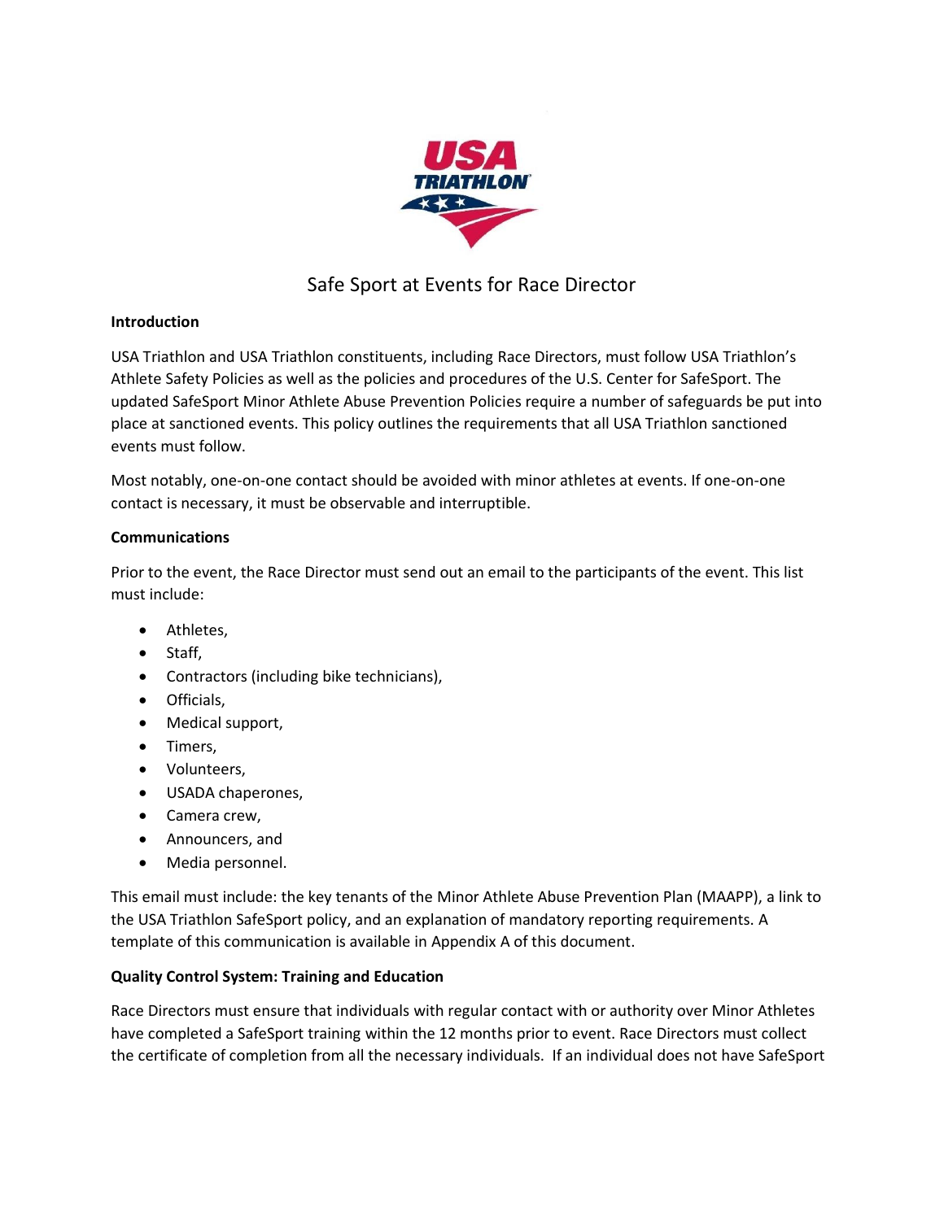# Safe Sport at Events for Race Director

**Introduction**

USA Triathlon and USA Triathlon constituents, including Race Directors, must follow USA Triathlon's Athlete Safety Policies as well as the policies and procedures of the U.S. Center for SafeSport. The updated SafeSport Minor Athlete Abuse Prevention Policies require a number of safeguards be put into place at sanctioned events. This policy outlines the requirements that all USA Triathlon sanctioned events must follow.

Most notably, one-on-one contact should be avoided with minor athletes at events. If one-on-one contact is necessary, it must be observable and interruptible.

**Communications**

Prior to the event, the Race Director must send out an email to the participants of the event. This list must include:

- Athletes,
- Staff,
- Contractors (including bike technicians),
- Officials,
- Medical support,
- Timers,
- Volunteers,
- USADA chaperones,
- Camera crew,
- Announcers, and
- Media personnel.

This email must include: the key tenants of the Minor Athlete Abuse Prevention Plan (MAAPP), a link to the USA Triathlon SafeSport policy, and an explanation of mandatory reporting requirements. A template of this communication is available in Appendix A of this document.

**Quality Control System: Training and Education**

Race Directors must ensure that individuals with regular contact with or authority over Minor Athletes have completed a SafeSport training within the 12 months prior to event. Race Directors must collect the certificate of completion from all the necessary individuals. If an individual does not have SafeSport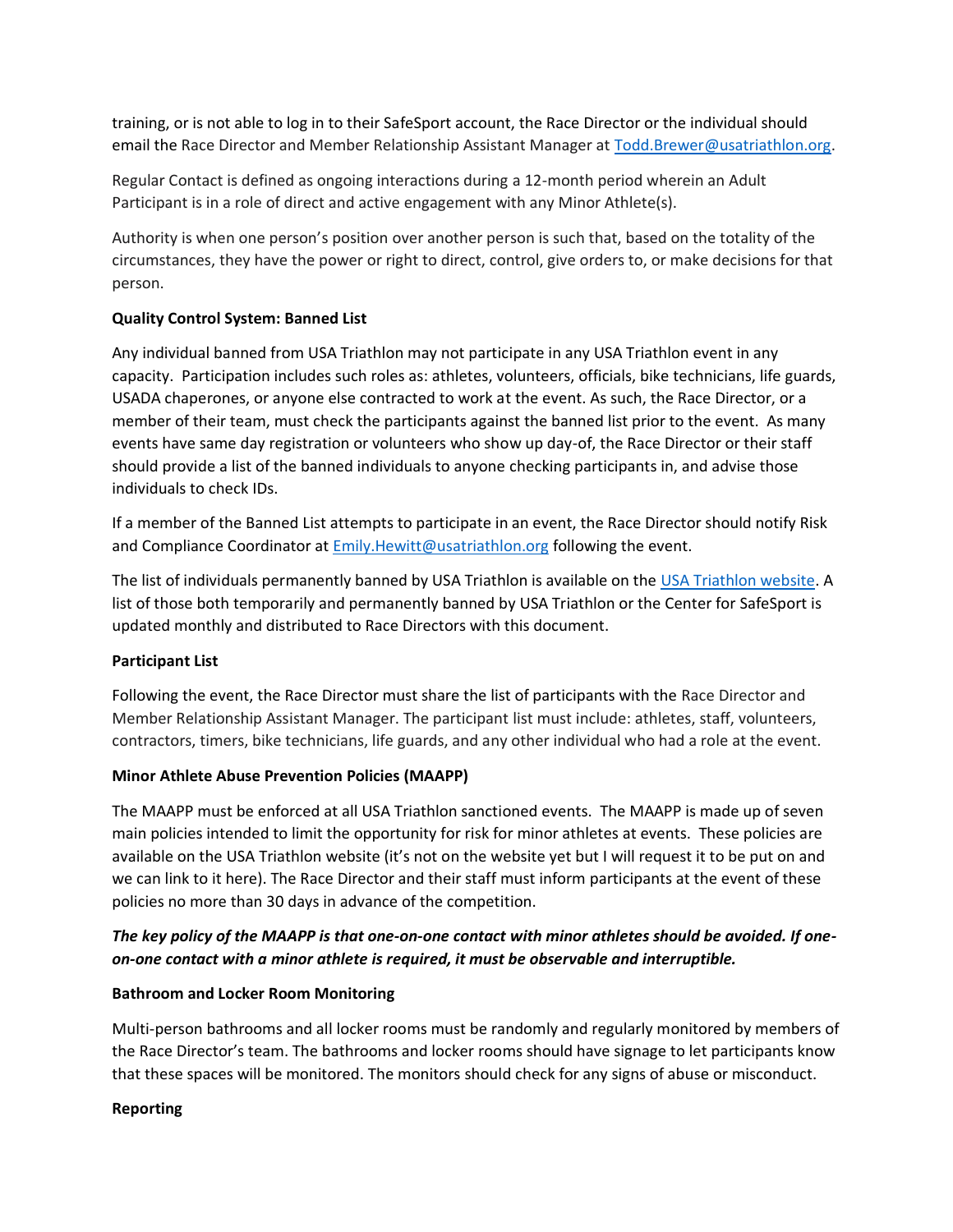training, or is not able to log in to their SafeSport account, the Race Director or the individual should email the Race Director and Member Relationship Assistant Manager at [Todd.Brewer@usatriathlon.org](mailto:Todd.Brewer@usatriathlon.org).

Regular Contact is defined as ongoing interactions during a 12-month period wherein an Adult Participant is in a role of direct and active engagement with any Minor Athlete(s).

Authority is when one person's position over another person is such that, based on the totality of the circumstances, they have the power or right to direct, control, give orders to, or make decisions for that person.

**Quality Control System: Banned List**

Any individual banned from USA Triathlon may not participate in any USA Triathlon event in any capacity. Participation includes such roles as: athletes, volunteers, officials, bike technicians, life guards, USADA chaperones, or anyone else contracted to work at the event. As such, the Race Director, or a member of their team, must check the participants against the banned list prior to the event. As many events have same day registration or volunteers who show up day-of, the Race Director or their staff should provide a list of the banned individuals to anyone checking participants in, and advise those individuals to check IDs.

If a member of the Banned List attempts to participate in an event, the Race Director should notify Risk and Compliance Coordinator at [Emily.Hewitt@usatriathlon.org](mailto:Emily.Hewitt@usatriathlon.org) following the event.

The list of individuals permanently banned by USA Triathlon is available on the [USA Triathlon website](). A list of those both temporarily and permanently banned by USA Triathlon or the Center for SafeSport is updated monthly and distributed to Race Directors with this document.

**Participant List**

Following the event, the Race Director must share the list of participants with the Race Director and Member Relationship Assistant Manager. The participant list must include: athletes, staff, volunteers, contractors, timers, bike technicians, life guards, and any other individual who had a role at the event.

**Minor Athlete Abuse Prevention Policies (MAAPP)**

The MAAPP must be enforced at all USA Triathlon sanctioned events. The MAAPP is made up of seven main policies intended to limit the opportunity for risk for minor athletes at events. These policies are available on the USA Triathlon website (it's not on the website yet but I will request it to be put on and we can link to it here). The Race Director and their staff must inform participants at the event of these policies no more than 30 days in advance of the competition.

***The key policy of the MAAPP is that one-on-one contact with minor athletes should be avoided. If one-on-one contact with a minor athlete is required, it must be observable and interruptible.***

**Bathroom and Locker Room Monitoring**

Multi-person bathrooms and all locker rooms must be randomly and regularly monitored by members of the Race Director's team. The bathrooms and locker rooms should have signage to let participants know that these spaces will be monitored. The monitors should check for any signs of abuse or misconduct.

**Reporting**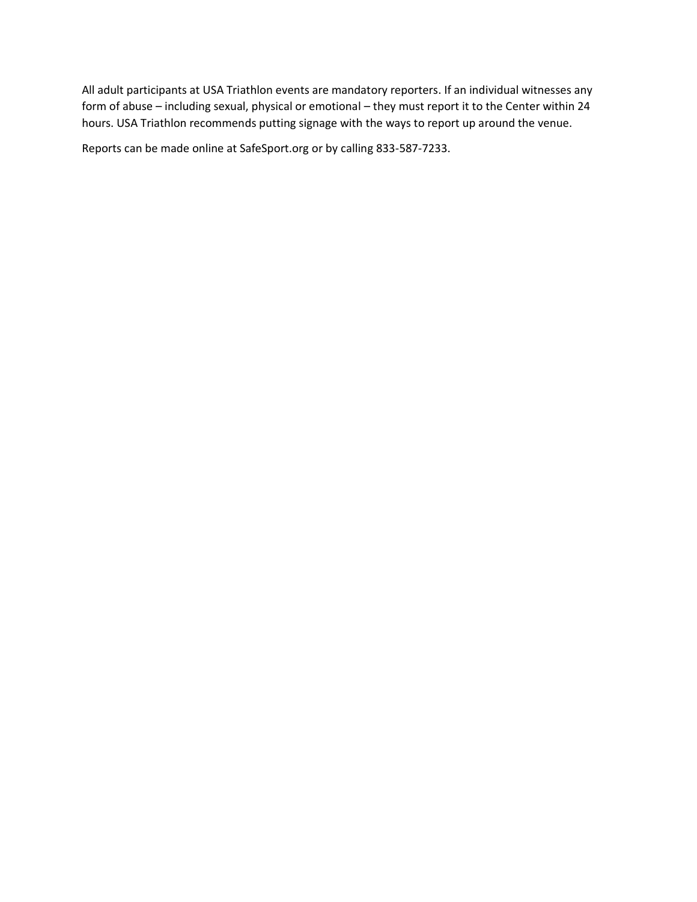All adult participants at USA Triathlon events are mandatory reporters. If an individual witnesses any form of abuse – including sexual, physical or emotional – they must report it to the Center within 24 hours. USA Triathlon recommends putting signage with the ways to report up around the venue.

Reports can be made online at SafeSport.org or by calling 833-587-7233.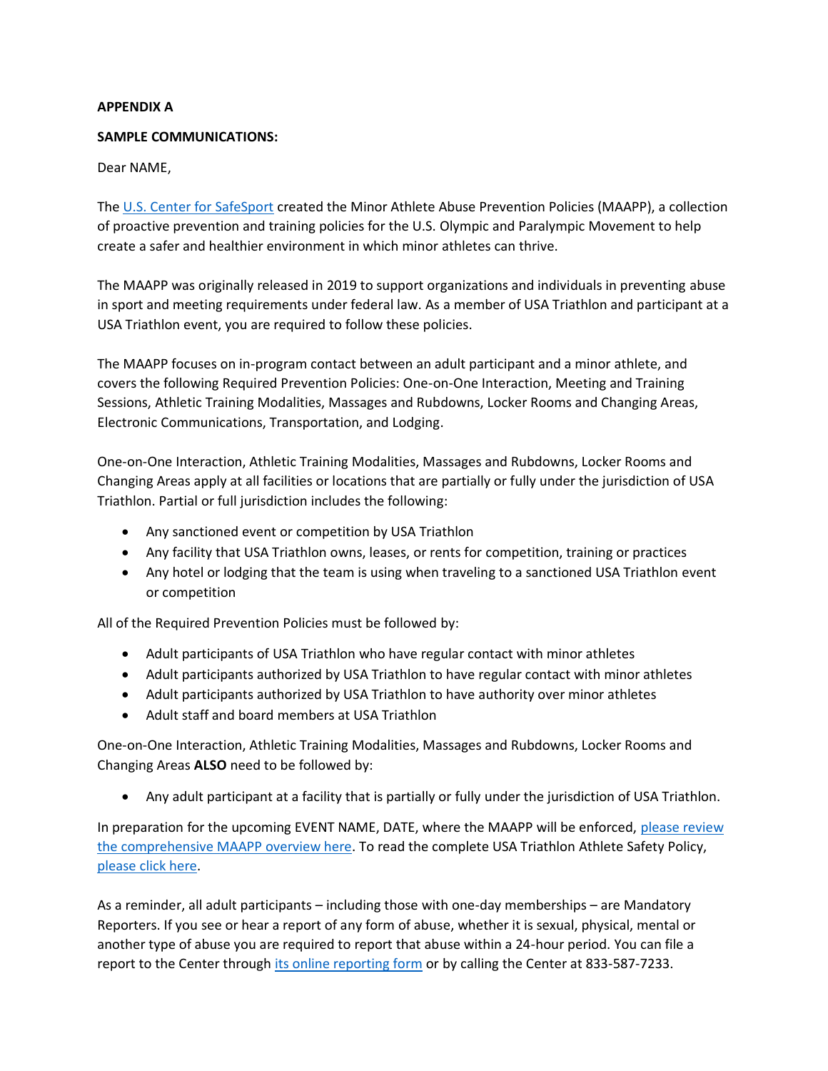**APPENDIX A**

**SAMPLE COMMUNICATIONS:**

Dear NAME,

The U.S. Center for SafeSport created the Minor Athlete Abuse Prevention Policies (MAAPP), a collection of proactive prevention and training policies for the U.S. Olympic and Paralympic Movement to help create a safer and healthier environment in which minor athletes can thrive.

The MAAPP was originally released in 2019 to support organizations and individuals in preventing abuse in sport and meeting requirements under federal law. As a member of USA Triathlon and participant at a USA Triathlon event, you are required to follow these policies.

The MAAPP focuses on in-program contact between an adult participant and a minor athlete, and covers the following Required Prevention Policies: One-on-One Interaction, Meeting and Training Sessions, Athletic Training Modalities, Massages and Rubdowns, Locker Rooms and Changing Areas, Electronic Communications, Transportation, and Lodging.

One-on-One Interaction, Athletic Training Modalities, Massages and Rubdowns, Locker Rooms and Changing Areas apply at all facilities or locations that are partially or fully under the jurisdiction of USA Triathlon. Partial or full jurisdiction includes the following:

- Any sanctioned event or competition by USA Triathlon
- Any facility that USA Triathlon owns, leases, or rents for competition, training or practices
- Any hotel or lodging that the team is using when traveling to a sanctioned USA Triathlon event or competition

All of the Required Prevention Policies must be followed by:

- Adult participants of USA Triathlon who have regular contact with minor athletes
- Adult participants authorized by USA Triathlon to have regular contact with minor athletes
- Adult participants authorized by USA Triathlon to have authority over minor athletes
- Adult staff and board members at USA Triathlon

One-on-One Interaction, Athletic Training Modalities, Massages and Rubdowns, Locker Rooms and Changing Areas **ALSO** need to be followed by:

- Any adult participant at a facility that is partially or fully under the jurisdiction of USA Triathlon.

In preparation for the upcoming EVENT NAME, DATE, where the MAAPP will be enforced, please review the comprehensive MAAPP overview here. To read the complete USA Triathlon Athlete Safety Policy, please click here.

As a reminder, all adult participants – including those with one-day memberships – are Mandatory Reporters. If you see or hear a report of any form of abuse, whether it is sexual, physical, mental or another type of abuse you are required to report that abuse within a 24-hour period. You can file a report to the Center through its online reporting form or by calling the Center at 833-587-7233.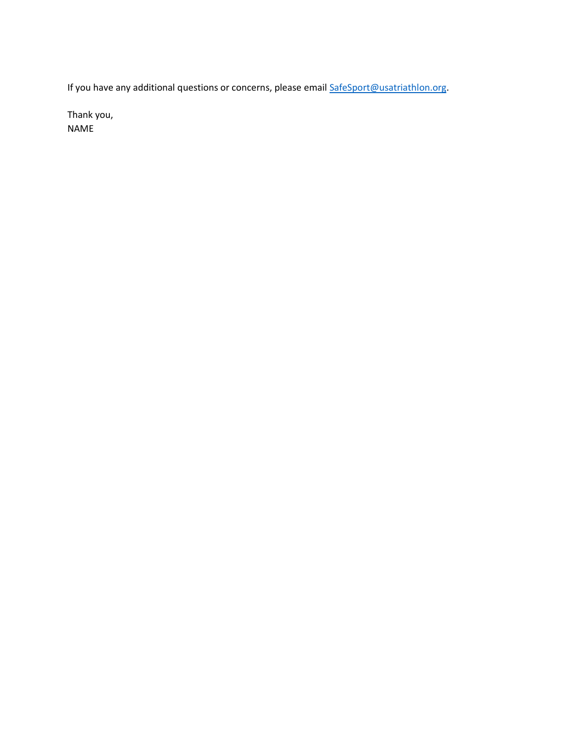If you have any additional questions or concerns, please email [SafeSport@usatriathlon.org](mailto:SafeSport@usatriathlon.org).

Thank you,
NAME